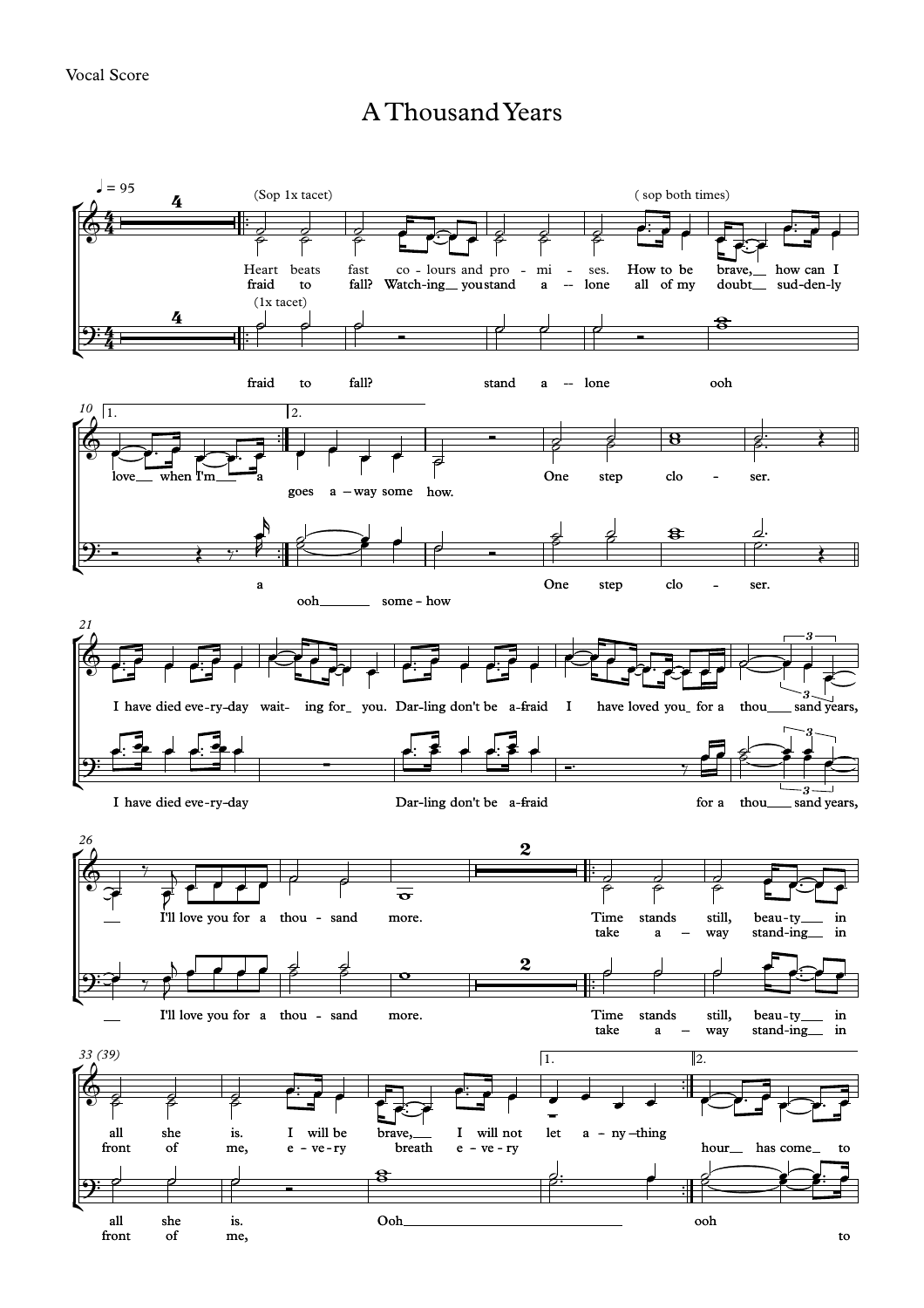Vocal Score

# A Thousand Years

♩ = 95

(Sop 1x tacet) ( sop both times)

Heart beats fast co - lours and pro - mi - ses. How to be brave,__ how can I
fraid to fall? Watch-ing__ you stand a -- lone all of my doubt__ sud-den-ly

(1x tacet)

fraid to fall? stand a -- lone ooh

1. 2.

love__ when I'm__ a goes a – way some how. One step clo - ser.

a ooh_______ some – how One step clo - ser.

I have died eve-ry-day wait- ing for_ you. Dar-ling don't be a-fraid I have loved you_ for a thou___ sand years,

I have died eve-ry-day Dar-ling don't be a-fraid for a thou___ sand years,

__ I'll love you for a thou - sand more. Time stands still, beau-ty___ in
take a – way stand-ing__ in

__ I'll love you for a thou - sand more. Time stands still, beau-ty___ in
take a – way stand-ing__ in

33 (39)

1. 2.

all she is. I will be brave,___ I will not let a – ny–thing
front of me, e - ve - ry breath e - ve - ry hour__ has come_ to

all she is. Ooh_______________________________ ooh
front of me, to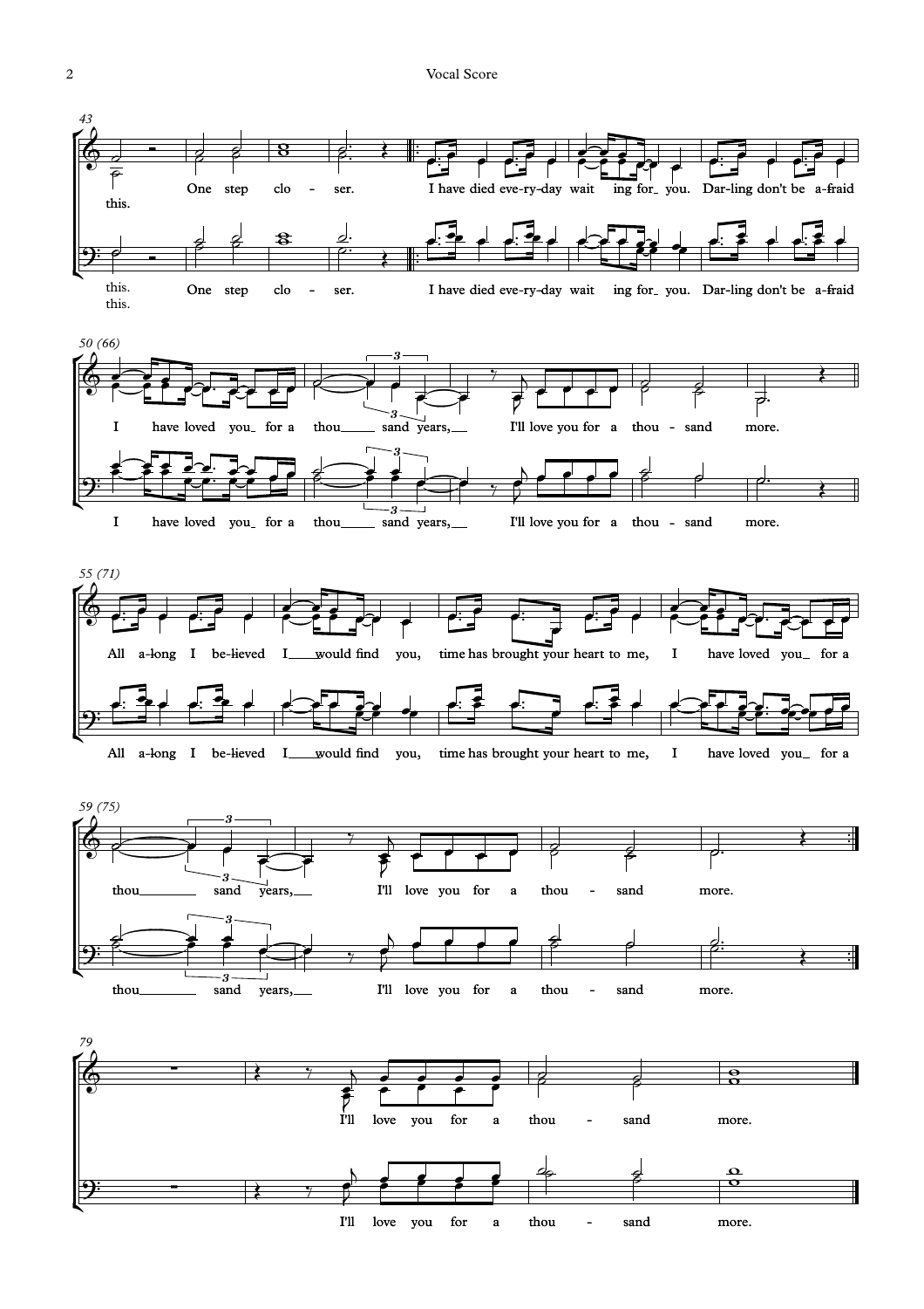43

this.

One step clo - ser.

I have died eve-ry-day wait ing for_ you. Dar-ling don't be a-fraid

this.
this.

One step clo - ser.

I have died eve-ry-day wait ing for_ you. Dar-ling don't be a-fraid

50 (66)

I have loved you_ for a thou_____ sand years,___ I'll love you for a thou - sand more.

I have loved you_ for a thou_____ sand years,___ I'll love you for a thou - sand more.

55 (71)

All a-long I be-lieved I_____would find you, time has brought your heart to me, I have loved you_ for a

All a-long I be-lieved I_____would find you, time has brought your heart to me, I have loved you_ for a

59 (75)

thou________ sand years,___ I'll love you for a thou - sand more.

thou________ sand years,___ I'll love you for a thou - sand more.

79

I'll love you for a thou - sand more.

I'll love you for a thou - sand more.